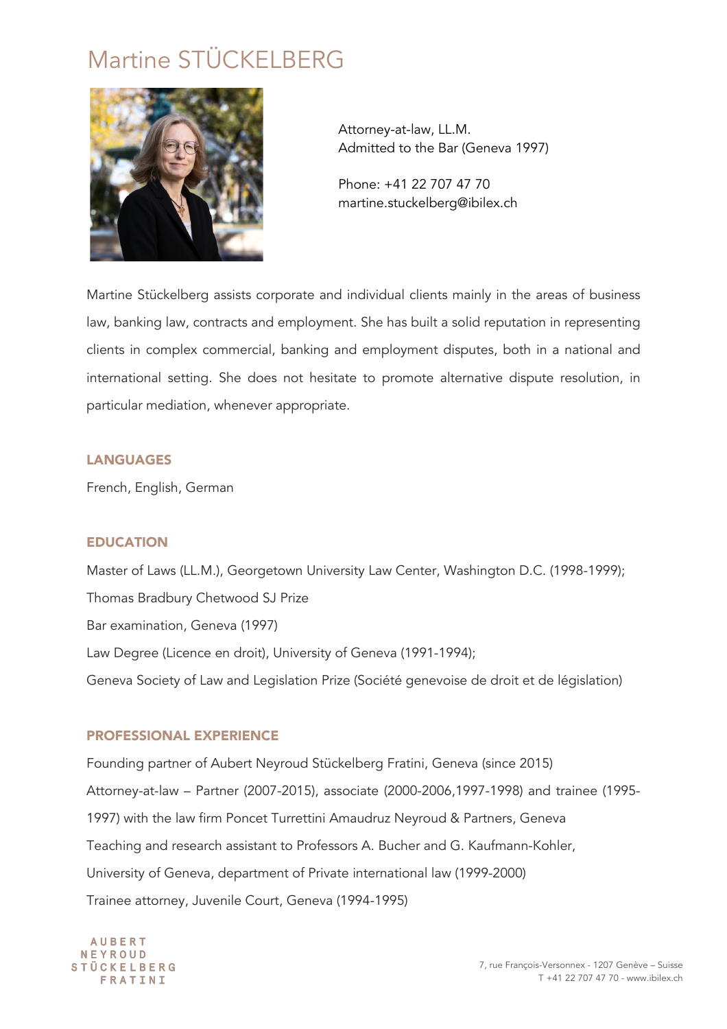# Martine STÜCKELBERG

Attorney-at-law, LL.M.
Admitted to the Bar (Geneva 1997)

Phone: +41 22 707 47 70
martine.stuckelberg@ibilex.ch

Martine Stückelberg assists corporate and individual clients mainly in the areas of business law, banking law, contracts and employment. She has built a solid reputation in representing clients in complex commercial, banking and employment disputes, both in a national and international setting. She does not hesitate to promote alternative dispute resolution, in particular mediation, whenever appropriate.

## LANGUAGES

French, English, German

## EDUCATION

Master of Laws (LL.M.), Georgetown University Law Center, Washington D.C. (1998-1999);

Thomas Bradbury Chetwood SJ Prize

Bar examination, Geneva (1997)

Law Degree (Licence en droit), University of Geneva (1991-1994);

Geneva Society of Law and Legislation Prize (Société genevoise de droit et de législation)

## PROFESSIONAL EXPERIENCE

Founding partner of Aubert Neyroud Stückelberg Fratini, Geneva (since 2015)

Attorney-at-law – Partner (2007-2015), associate (2000-2006,1997-1998) and trainee (1995-1997) with the law firm Poncet Turrettini Amaudruz Neyroud & Partners, Geneva

Teaching and research assistant to Professors A. Bucher and G. Kaufmann-Kohler, University of Geneva, department of Private international law (1999-2000)

Trainee attorney, Juvenile Court, Geneva (1994-1995)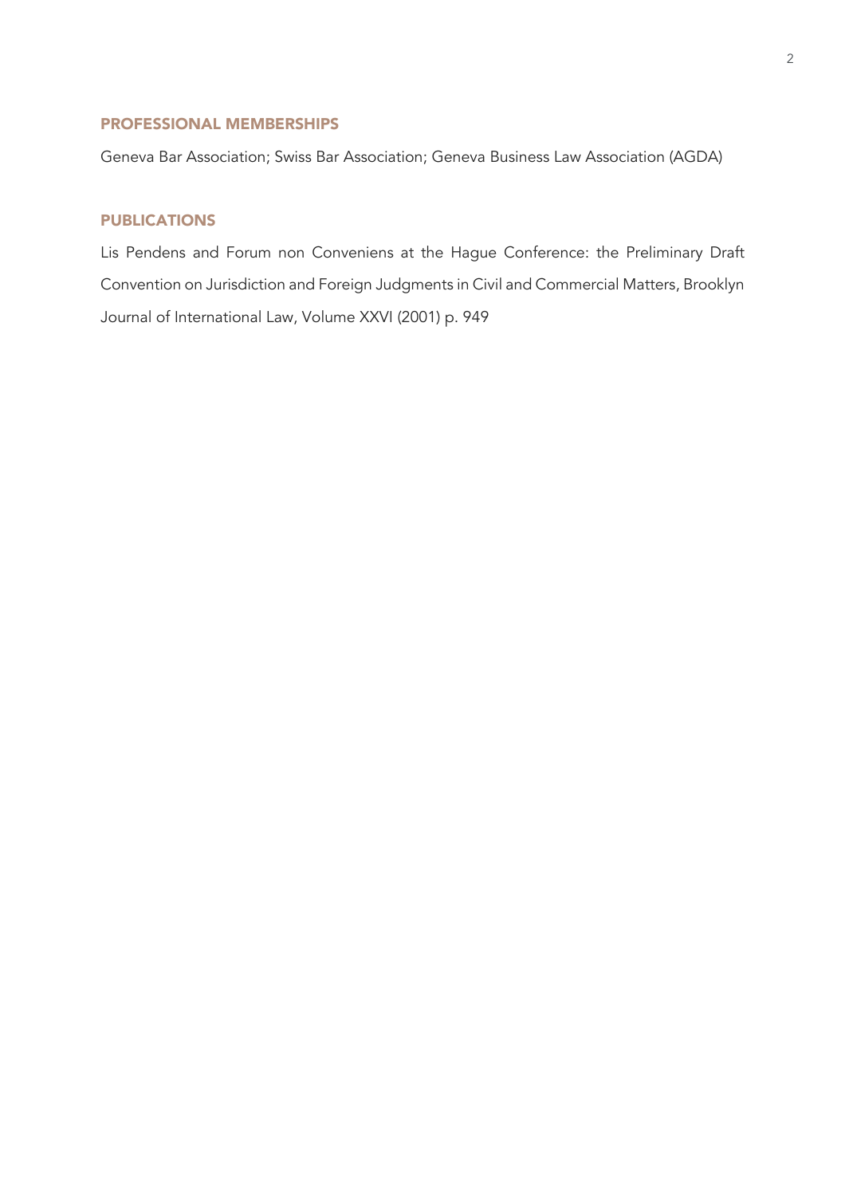## PROFESSIONAL MEMBERSHIPS

Geneva Bar Association; Swiss Bar Association; Geneva Business Law Association (AGDA)

## PUBLICATIONS

Lis Pendens and Forum non Conveniens at the Hague Conference: the Preliminary Draft Convention on Jurisdiction and Foreign Judgments in Civil and Commercial Matters, Brooklyn Journal of International Law, Volume XXVI (2001) p. 949